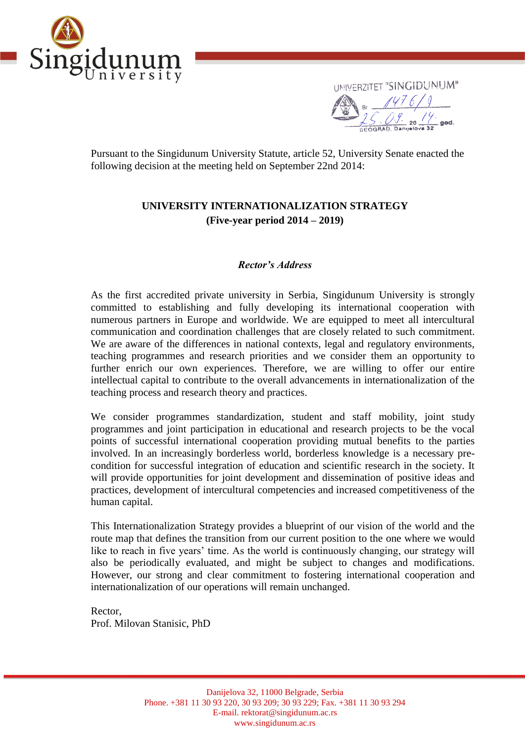Pursuant to the Singidunum University Statute, article 52, University Senate enacted the following decision at the meeting held on September 22nd 2014:

# UNIVERSITY INTERNATIONALIZATION STRATEGY
## (Five-year period 2014 – 2019)

### *Rector's Address*

As the first accredited private university in Serbia, Singidunum University is strongly committed to establishing and fully developing its international cooperation with numerous partners in Europe and worldwide. We are equipped to meet all intercultural communication and coordination challenges that are closely related to such commitment. We are aware of the differences in national contexts, legal and regulatory environments, teaching programmes and research priorities and we consider them an opportunity to further enrich our own experiences. Therefore, we are willing to offer our entire intellectual capital to contribute to the overall advancements in internationalization of the teaching process and research theory and practices.

We consider programmes standardization, student and staff mobility, joint study programmes and joint participation in educational and research projects to be the vocal points of successful international cooperation providing mutual benefits to the parties involved. In an increasingly borderless world, borderless knowledge is a necessary pre-condition for successful integration of education and scientific research in the society. It will provide opportunities for joint development and dissemination of positive ideas and practices, development of intercultural competencies and increased competitiveness of the human capital.

This Internationalization Strategy provides a blueprint of our vision of the world and the route map that defines the transition from our current position to the one where we would like to reach in five years' time. As the world is continuously changing, our strategy will also be periodically evaluated, and might be subject to changes and modifications. However, our strong and clear commitment to fostering international cooperation and internationalization of our operations will remain unchanged.

Rector,
Prof. Milovan Stanisic, PhD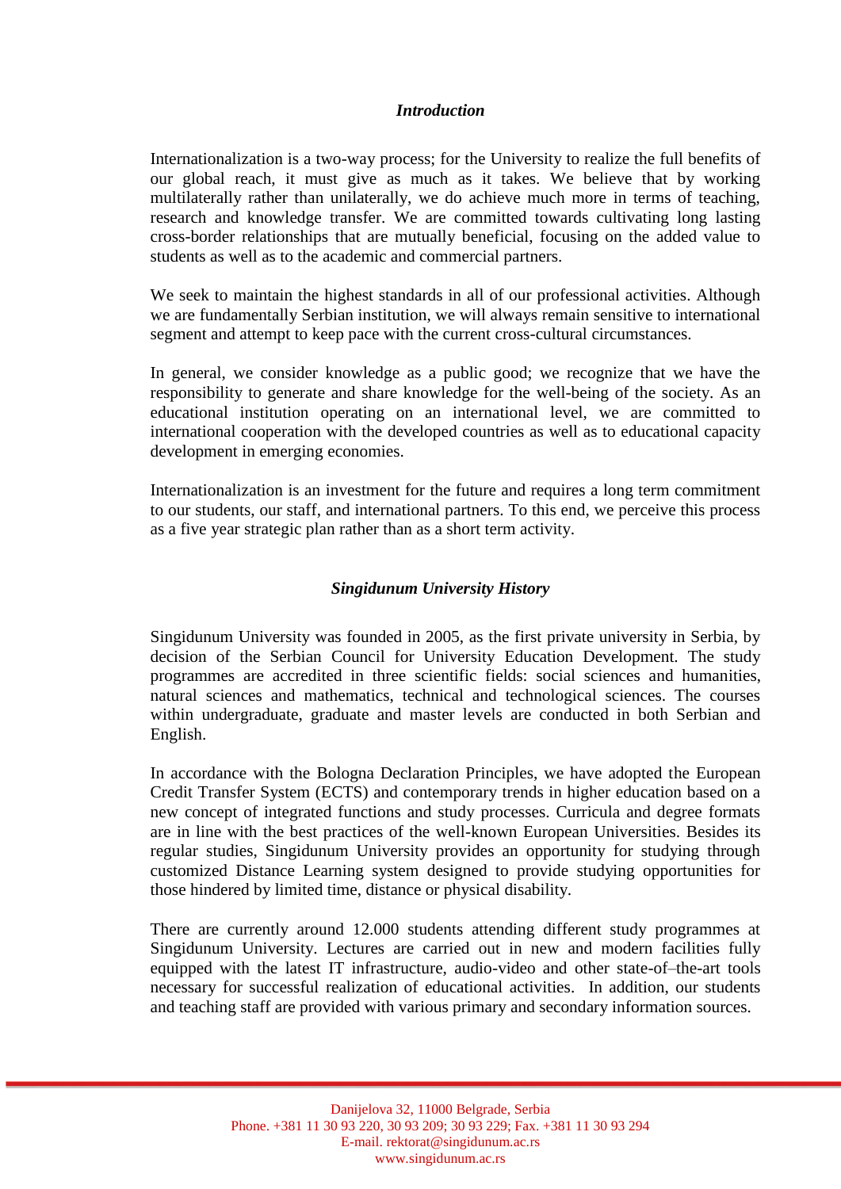## *Introduction*

Internationalization is a two-way process; for the University to realize the full benefits of our global reach, it must give as much as it takes. We believe that by working multilaterally rather than unilaterally, we do achieve much more in terms of teaching, research and knowledge transfer. We are committed towards cultivating long lasting cross-border relationships that are mutually beneficial, focusing on the added value to students as well as to the academic and commercial partners.

We seek to maintain the highest standards in all of our professional activities. Although we are fundamentally Serbian institution, we will always remain sensitive to international segment and attempt to keep pace with the current cross-cultural circumstances.

In general, we consider knowledge as a public good; we recognize that we have the responsibility to generate and share knowledge for the well-being of the society. As an educational institution operating on an international level, we are committed to international cooperation with the developed countries as well as to educational capacity development in emerging economies.

Internationalization is an investment for the future and requires a long term commitment to our students, our staff, and international partners. To this end, we perceive this process as a five year strategic plan rather than as a short term activity.

## *Singidunum University History*

Singidunum University was founded in 2005, as the first private university in Serbia, by decision of the Serbian Council for University Education Development. The study programmes are accredited in three scientific fields: social sciences and humanities, natural sciences and mathematics, technical and technological sciences. The courses within undergraduate, graduate and master levels are conducted in both Serbian and English.

In accordance with the Bologna Declaration Principles, we have adopted the European Credit Transfer System (ECTS) and contemporary trends in higher education based on a new concept of integrated functions and study processes. Curricula and degree formats are in line with the best practices of the well-known European Universities. Besides its regular studies, Singidunum University provides an opportunity for studying through customized Distance Learning system designed to provide studying opportunities for those hindered by limited time, distance or physical disability.

There are currently around 12.000 students attending different study programmes at Singidunum University. Lectures are carried out in new and modern facilities fully equipped with the latest IT infrastructure, audio-video and other state-of–the-art tools necessary for successful realization of educational activities. In addition, our students and teaching staff are provided with various primary and secondary information sources.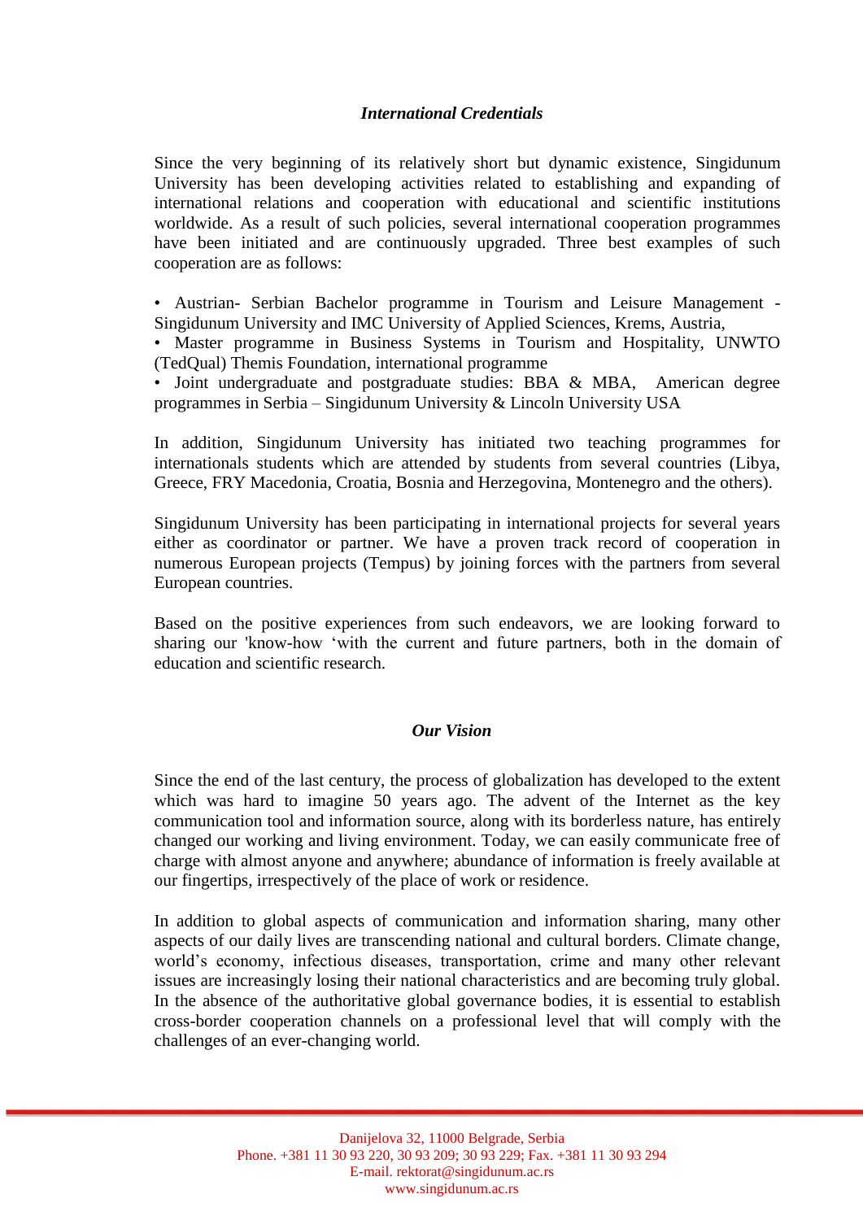***International Credentials***

Since the very beginning of its relatively short but dynamic existence, Singidunum University has been developing activities related to establishing and expanding of international relations and cooperation with educational and scientific institutions worldwide. As a result of such policies, several international cooperation programmes have been initiated and are continuously upgraded. Three best examples of such cooperation are as follows:

- Austrian- Serbian Bachelor programme in Tourism and Leisure Management - Singidunum University and IMC University of Applied Sciences, Krems, Austria,
- Master programme in Business Systems in Tourism and Hospitality, UNWTO (TedQual) Themis Foundation, international programme
- Joint undergraduate and postgraduate studies: BBA & MBA, American degree programmes in Serbia – Singidunum University & Lincoln University USA

In addition, Singidunum University has initiated two teaching programmes for internationals students which are attended by students from several countries (Libya, Greece, FRY Macedonia, Croatia, Bosnia and Herzegovina, Montenegro and the others).

Singidunum University has been participating in international projects for several years either as coordinator or partner. We have a proven track record of cooperation in numerous European projects (Tempus) by joining forces with the partners from several European countries.

Based on the positive experiences from such endeavors, we are looking forward to sharing our 'know-how ‘with the current and future partners, both in the domain of education and scientific research.

***Our Vision***

Since the end of the last century, the process of globalization has developed to the extent which was hard to imagine 50 years ago. The advent of the Internet as the key communication tool and information source, along with its borderless nature, has entirely changed our working and living environment. Today, we can easily communicate free of charge with almost anyone and anywhere; abundance of information is freely available at our fingertips, irrespectively of the place of work or residence.

In addition to global aspects of communication and information sharing, many other aspects of our daily lives are transcending national and cultural borders. Climate change, world’s economy, infectious diseases, transportation, crime and many other relevant issues are increasingly losing their national characteristics and are becoming truly global. In the absence of the authoritative global governance bodies, it is essential to establish cross-border cooperation channels on a professional level that will comply with the challenges of an ever-changing world.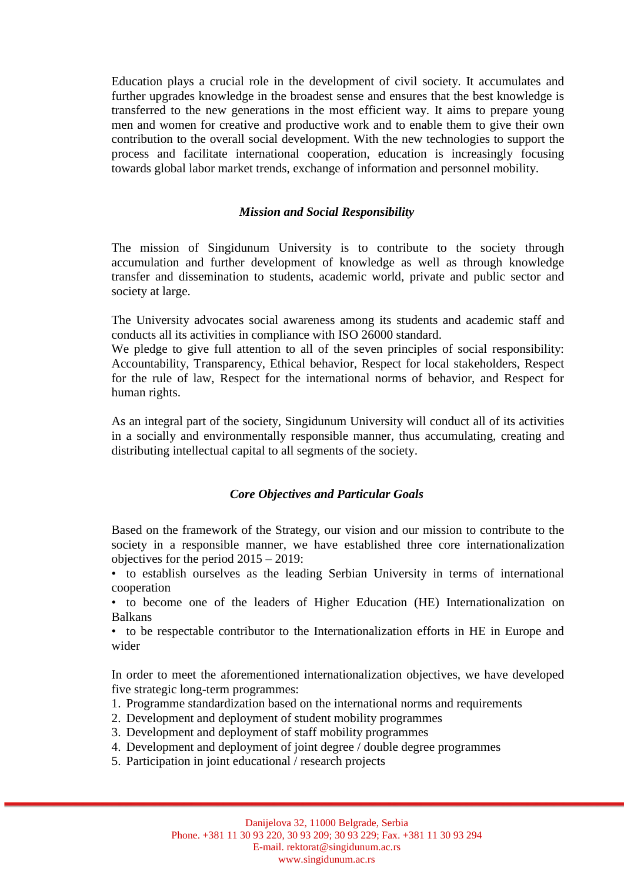Education plays a crucial role in the development of civil society. It accumulates and further upgrades knowledge in the broadest sense and ensures that the best knowledge is transferred to the new generations in the most efficient way. It aims to prepare young men and women for creative and productive work and to enable them to give their own contribution to the overall social development. With the new technologies to support the process and facilitate international cooperation, education is increasingly focusing towards global labor market trends, exchange of information and personnel mobility.

### *Mission and Social Responsibility*

The mission of Singidunum University is to contribute to the society through accumulation and further development of knowledge as well as through knowledge transfer and dissemination to students, academic world, private and public sector and society at large.

The University advocates social awareness among its students and academic staff and conducts all its activities in compliance with ISO 26000 standard.
We pledge to give full attention to all of the seven principles of social responsibility: Accountability, Transparency, Ethical behavior, Respect for local stakeholders, Respect for the rule of law, Respect for the international norms of behavior, and Respect for human rights.

As an integral part of the society, Singidunum University will conduct all of its activities in a socially and environmentally responsible manner, thus accumulating, creating and distributing intellectual capital to all segments of the society.

### *Core Objectives and Particular Goals*

Based on the framework of the Strategy, our vision and our mission to contribute to the society in a responsible manner, we have established three core internationalization objectives for the period 2015 – 2019:

- to establish ourselves as the leading Serbian University in terms of international cooperation
- to become one of the leaders of Higher Education (HE) Internationalization on Balkans
- to be respectable contributor to the Internationalization efforts in HE in Europe and wider

In order to meet the aforementioned internationalization objectives, we have developed five strategic long-term programmes:

1. Programme standardization based on the international norms and requirements
2. Development and deployment of student mobility programmes
3. Development and deployment of staff mobility programmes
4. Development and deployment of joint degree / double degree programmes
5. Participation in joint educational / research projects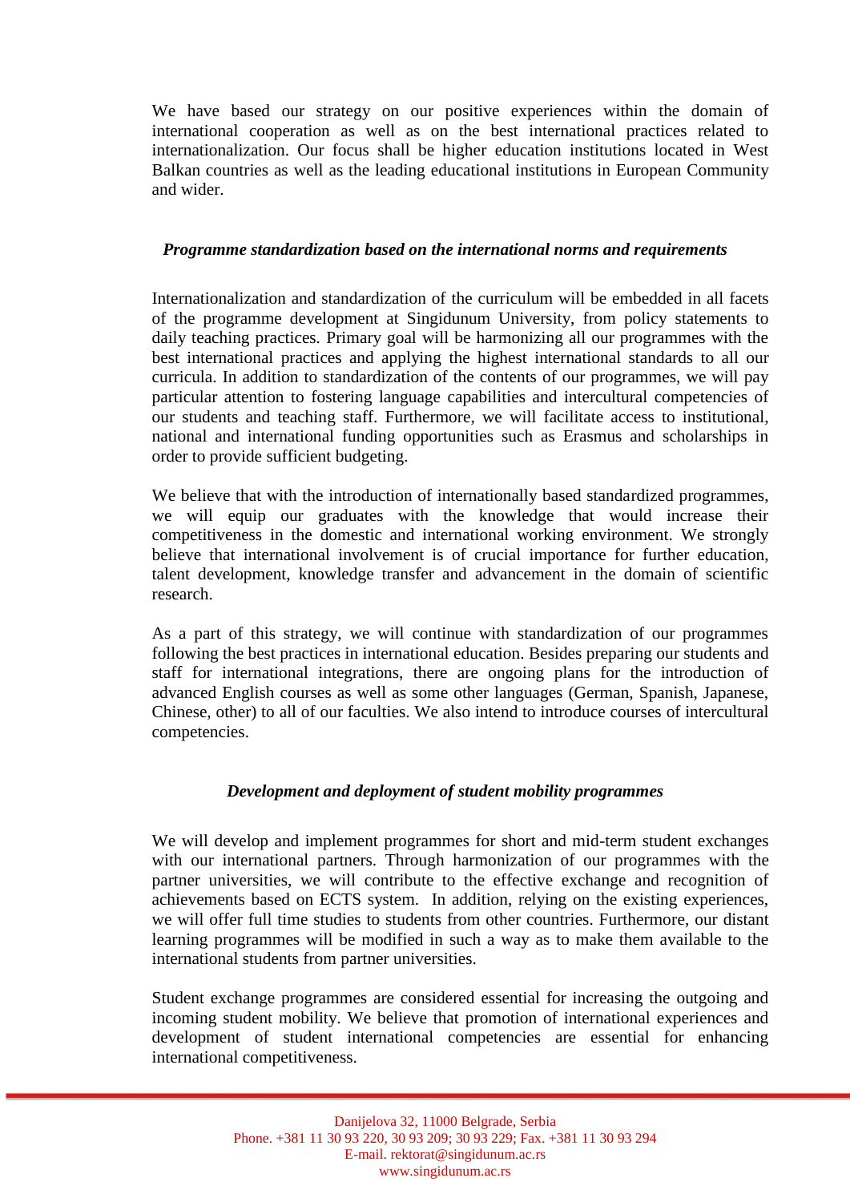We have based our strategy on our positive experiences within the domain of international cooperation as well as on the best international practices related to internationalization. Our focus shall be higher education institutions located in West Balkan countries as well as the leading educational institutions in European Community and wider.

### *Programme standardization based on the international norms and requirements*

Internationalization and standardization of the curriculum will be embedded in all facets of the programme development at Singidunum University, from policy statements to daily teaching practices. Primary goal will be harmonizing all our programmes with the best international practices and applying the highest international standards to all our curricula. In addition to standardization of the contents of our programmes, we will pay particular attention to fostering language capabilities and intercultural competencies of our students and teaching staff. Furthermore, we will facilitate access to institutional, national and international funding opportunities such as Erasmus and scholarships in order to provide sufficient budgeting.

We believe that with the introduction of internationally based standardized programmes, we will equip our graduates with the knowledge that would increase their competitiveness in the domestic and international working environment. We strongly believe that international involvement is of crucial importance for further education, talent development, knowledge transfer and advancement in the domain of scientific research.

As a part of this strategy, we will continue with standardization of our programmes following the best practices in international education. Besides preparing our students and staff for international integrations, there are ongoing plans for the introduction of advanced English courses as well as some other languages (German, Spanish, Japanese, Chinese, other) to all of our faculties. We also intend to introduce courses of intercultural competencies.

### *Development and deployment of student mobility programmes*

We will develop and implement programmes for short and mid-term student exchanges with our international partners. Through harmonization of our programmes with the partner universities, we will contribute to the effective exchange and recognition of achievements based on ECTS system. In addition, relying on the existing experiences, we will offer full time studies to students from other countries. Furthermore, our distant learning programmes will be modified in such a way as to make them available to the international students from partner universities.

Student exchange programmes are considered essential for increasing the outgoing and incoming student mobility. We believe that promotion of international experiences and development of student international competencies are essential for enhancing international competitiveness.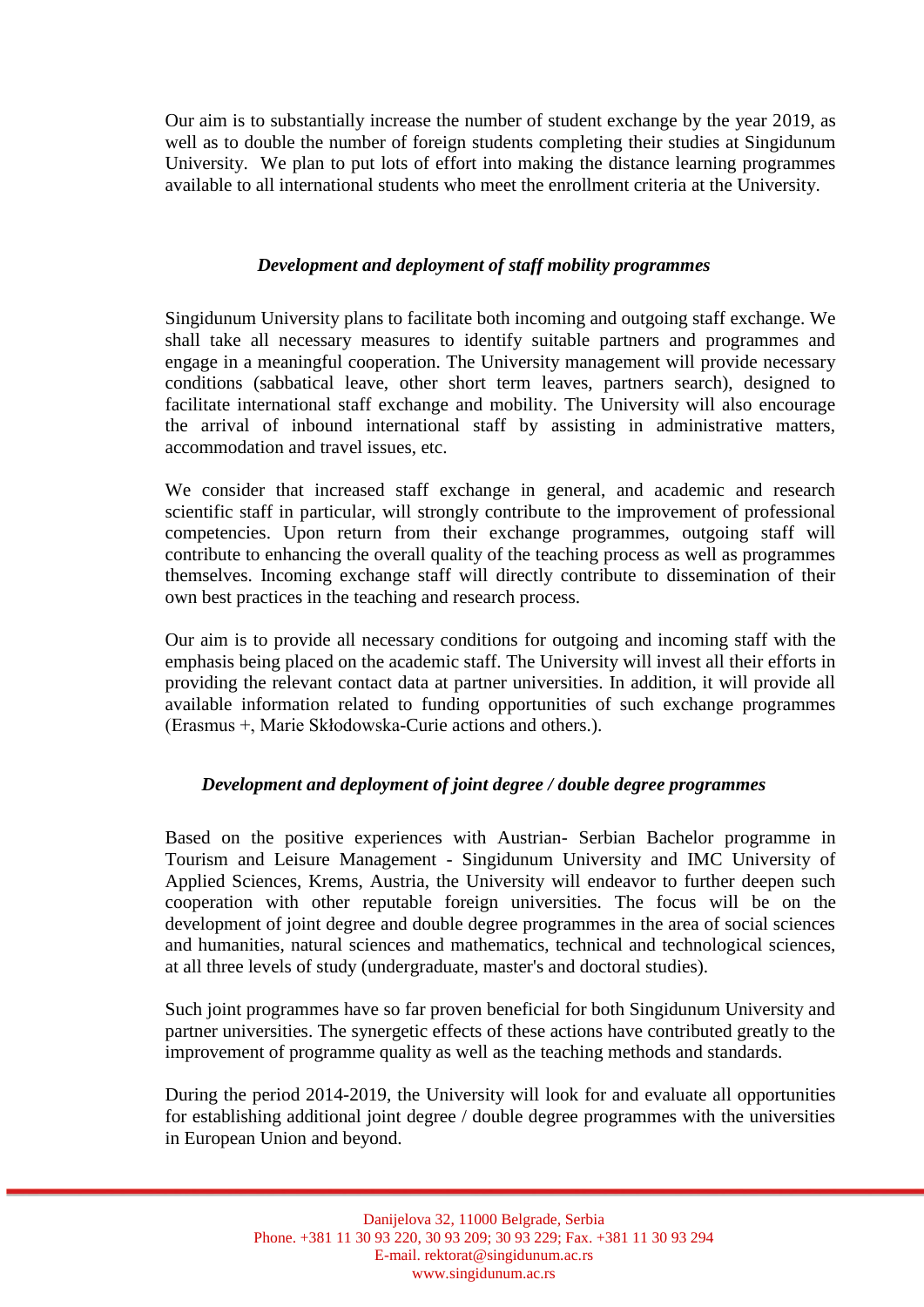Our aim is to substantially increase the number of student exchange by the year 2019, as well as to double the number of foreign students completing their studies at Singidunum University. We plan to put lots of effort into making the distance learning programmes available to all international students who meet the enrollment criteria at the University.

### *Development and deployment of staff mobility programmes*

Singidunum University plans to facilitate both incoming and outgoing staff exchange. We shall take all necessary measures to identify suitable partners and programmes and engage in a meaningful cooperation. The University management will provide necessary conditions (sabbatical leave, other short term leaves, partners search), designed to facilitate international staff exchange and mobility. The University will also encourage the arrival of inbound international staff by assisting in administrative matters, accommodation and travel issues, etc.

We consider that increased staff exchange in general, and academic and research scientific staff in particular, will strongly contribute to the improvement of professional competencies. Upon return from their exchange programmes, outgoing staff will contribute to enhancing the overall quality of the teaching process as well as programmes themselves. Incoming exchange staff will directly contribute to dissemination of their own best practices in the teaching and research process.

Our aim is to provide all necessary conditions for outgoing and incoming staff with the emphasis being placed on the academic staff. The University will invest all their efforts in providing the relevant contact data at partner universities. In addition, it will provide all available information related to funding opportunities of such exchange programmes (Erasmus +, Marie Skłodowska-Curie actions and others.).

### *Development and deployment of joint degree / double degree programmes*

Based on the positive experiences with Austrian- Serbian Bachelor programme in Tourism and Leisure Management - Singidunum University and IMC University of Applied Sciences, Krems, Austria, the University will endeavor to further deepen such cooperation with other reputable foreign universities. The focus will be on the development of joint degree and double degree programmes in the area of social sciences and humanities, natural sciences and mathematics, technical and technological sciences, at all three levels of study (undergraduate, master's and doctoral studies).

Such joint programmes have so far proven beneficial for both Singidunum University and partner universities. The synergetic effects of these actions have contributed greatly to the improvement of programme quality as well as the teaching methods and standards.

During the period 2014-2019, the University will look for and evaluate all opportunities for establishing additional joint degree / double degree programmes with the universities in European Union and beyond.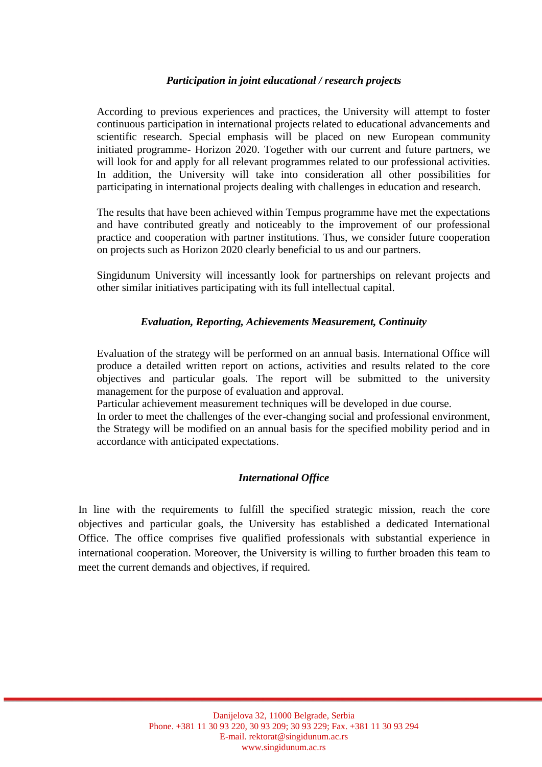### *Participation in joint educational / research projects*

According to previous experiences and practices, the University will attempt to foster continuous participation in international projects related to educational advancements and scientific research. Special emphasis will be placed on new European community initiated programme- Horizon 2020. Together with our current and future partners, we will look for and apply for all relevant programmes related to our professional activities. In addition, the University will take into consideration all other possibilities for participating in international projects dealing with challenges in education and research.

The results that have been achieved within Tempus programme have met the expectations and have contributed greatly and noticeably to the improvement of our professional practice and cooperation with partner institutions. Thus, we consider future cooperation on projects such as Horizon 2020 clearly beneficial to us and our partners.

Singidunum University will incessantly look for partnerships on relevant projects and other similar initiatives participating with its full intellectual capital.

### *Evaluation, Reporting, Achievements Measurement, Continuity*

Evaluation of the strategy will be performed on an annual basis. International Office will produce a detailed written report on actions, activities and results related to the core objectives and particular goals. The report will be submitted to the university management for the purpose of evaluation and approval.
Particular achievement measurement techniques will be developed in due course.
In order to meet the challenges of the ever-changing social and professional environment, the Strategy will be modified on an annual basis for the specified mobility period and in accordance with anticipated expectations.

### *International Office*

In line with the requirements to fulfill the specified strategic mission, reach the core objectives and particular goals, the University has established a dedicated International Office. The office comprises five qualified professionals with substantial experience in international cooperation. Moreover, the University is willing to further broaden this team to meet the current demands and objectives, if required.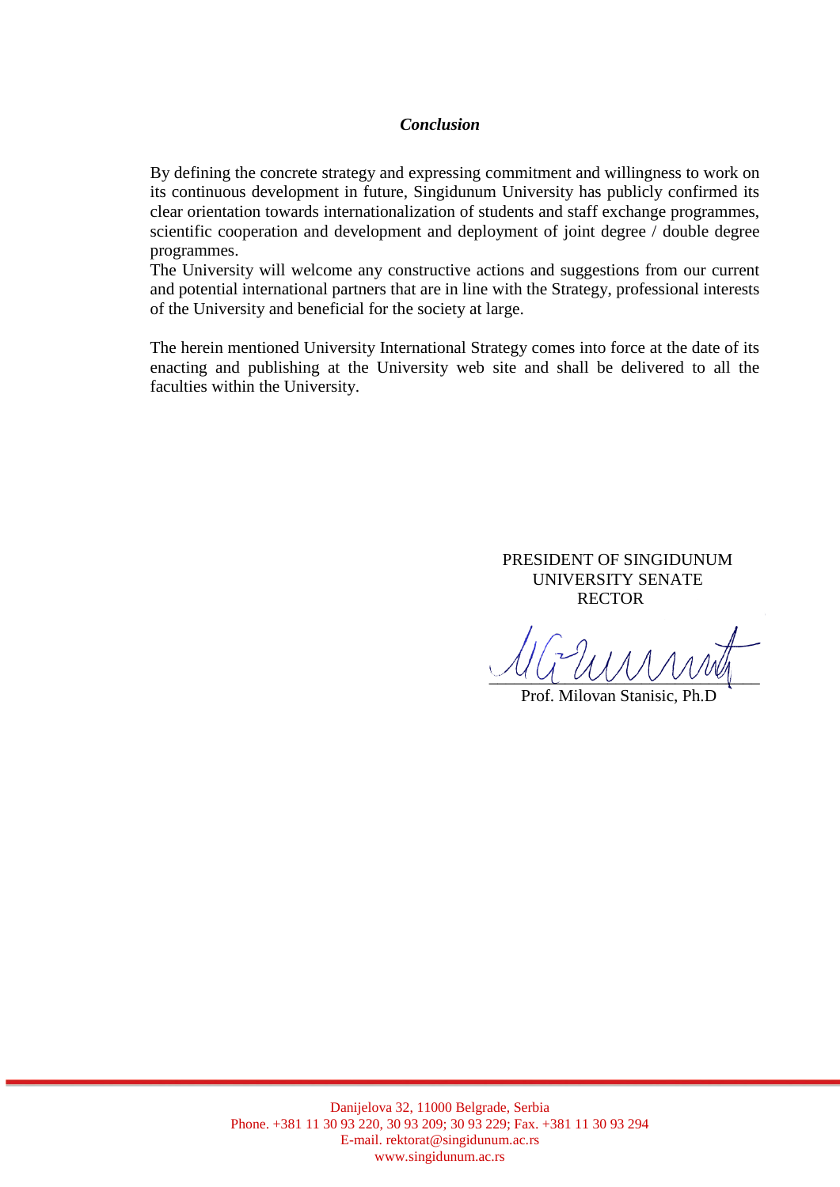### *Conclusion*

By defining the concrete strategy and expressing commitment and willingness to work on its continuous development in future, Singidunum University has publicly confirmed its clear orientation towards internationalization of students and staff exchange programmes, scientific cooperation and development and deployment of joint degree / double degree programmes.
The University will welcome any constructive actions and suggestions from our current and potential international partners that are in line with the Strategy, professional interests of the University and beneficial for the society at large.

The herein mentioned University International Strategy comes into force at the date of its enacting and publishing at the University web site and shall be delivered to all the faculties within the University.

PRESIDENT OF SINGIDUNUM
UNIVERSITY SENATE
RECTOR

Prof. Milovan Stanisic, Ph.D

Danijelova 32, 11000 Belgrade, Serbia
Phone. +381 11 30 93 220, 30 93 209; 30 93 229; Fax. +381 11 30 93 294
E-mail. rektorat@singidunum.ac.rs
www.singidunum.ac.rs